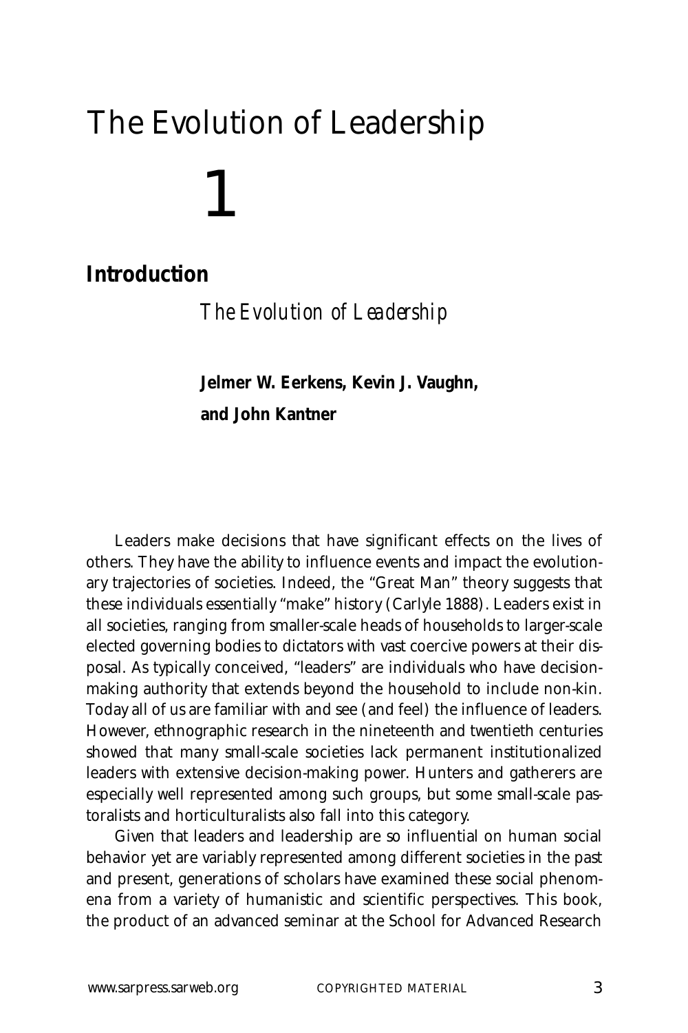# The Evolution of Leadership

# 1

## Introduction

*The Evolution of Leadership*

**Jelmer W. Eerkens, Kevin J. Vaughn, and John Kantner**

Leaders make decisions that have significant effects on the lives of others. They have the ability to influence events and impact the evolutionary trajectories of societies. Indeed, the "Great Man" theory suggests that these individuals essentially "make" history (Carlyle 1888). Leaders exist in all societies, ranging from smaller-scale heads of households to larger-scale elected governing bodies to dictators with vast coercive powers at their disposal. As typically conceived, "leaders" are individuals who have decision-making authority that extends beyond the household to include non-kin. Today all of us are familiar with and see (and feel) the influence of leaders. However, ethnographic research in the nineteenth and twentieth centuries showed that many small-scale societies lack permanent institutionalized leaders with extensive decision-making power. Hunters and gatherers are especially well represented among such groups, but some small-scale pastoralists and horticulturalists also fall into this category.

Given that leaders and leadership are so influential on human social behavior yet are variably represented among different societies in the past and present, generations of scholars have examined these social phenomena from a variety of humanistic and scientific perspectives. This book, the product of an advanced seminar at the School for Advanced Research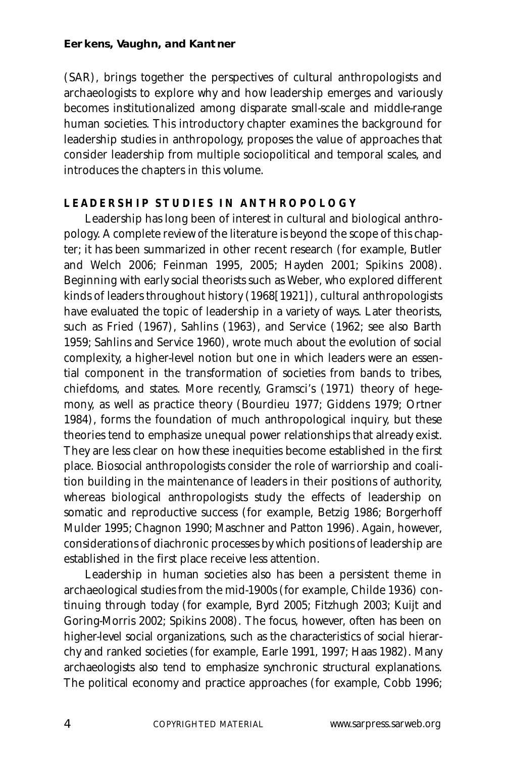(SAR), brings together the perspectives of cultural anthropologists and archaeologists to explore why and how leadership emerges and variously becomes institutionalized among disparate small-scale and middle-range human societies. This introductory chapter examines the background for leadership studies in anthropology, proposes the value of approaches that consider leadership from multiple sociopolitical and temporal scales, and introduces the chapters in this volume.

## LEADERSHIP STUDIES IN ANTHROPOLOGY

Leadership has long been of interest in cultural and biological anthropology. A complete review of the literature is beyond the scope of this chapter; it has been summarized in other recent research (for example, Butler and Welch 2006; Feinman 1995, 2005; Hayden 2001; Spikins 2008). Beginning with early social theorists such as Weber, who explored different kinds of leaders throughout history (1968[1921]), cultural anthropologists have evaluated the topic of leadership in a variety of ways. Later theorists, such as Fried (1967), Sahlins (1963), and Service (1962; see also Barth 1959; Sahlins and Service 1960), wrote much about the evolution of social complexity, a higher-level notion but one in which leaders were an essential component in the transformation of societies from bands to tribes, chiefdoms, and states. More recently, Gramsci's (1971) theory of hegemony, as well as practice theory (Bourdieu 1977; Giddens 1979; Ortner 1984), forms the foundation of much anthropological inquiry, but these theories tend to emphasize unequal power relationships that already exist. They are less clear on how these inequities become established in the first place. Biosocial anthropologists consider the role of warriorship and coalition building in the maintenance of leaders in their positions of authority, whereas biological anthropologists study the effects of leadership on somatic and reproductive success (for example, Betzig 1986; Borgerhoff Mulder 1995; Chagnon 1990; Maschner and Patton 1996). Again, however, considerations of diachronic processes by which positions of leadership are established in the first place receive less attention.

Leadership in human societies also has been a persistent theme in archaeological studies from the mid-1900s (for example, Childe 1936) continuing through today (for example, Byrd 2005; Fitzhugh 2003; Kuijt and Goring-Morris 2002; Spikins 2008). The focus, however, often has been on higher-level social organizations, such as the characteristics of social hierarchy and ranked societies (for example, Earle 1991, 1997; Haas 1982). Many archaeologists also tend to emphasize synchronic structural explanations. The political economy and practice approaches (for example, Cobb 1996;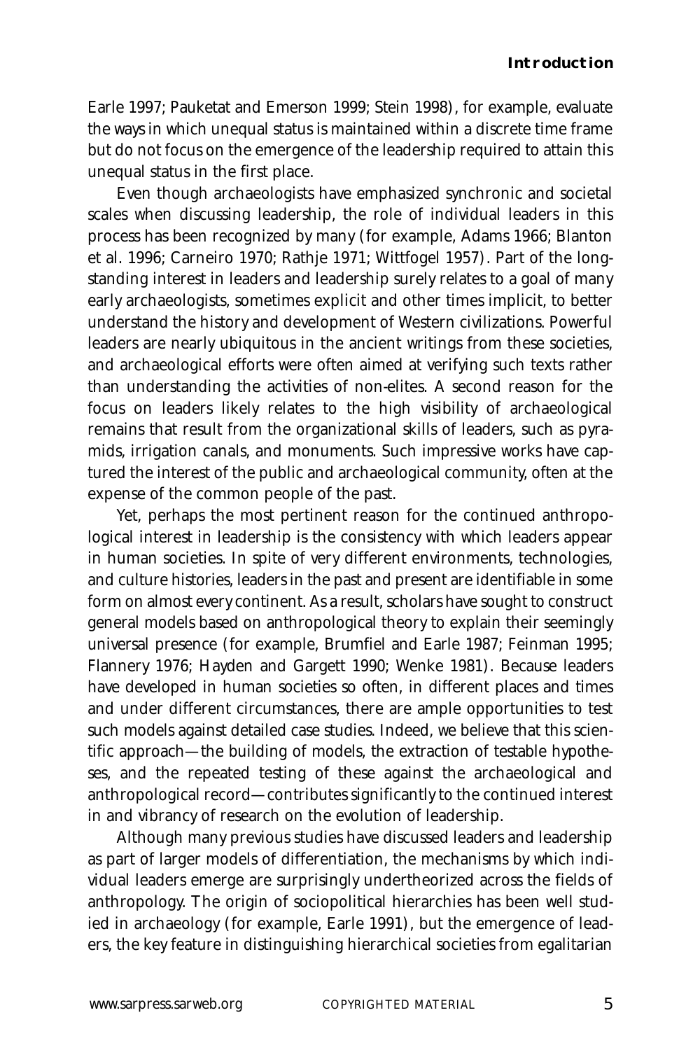Earle 1997; Pauketat and Emerson 1999; Stein 1998), for example, evaluate the ways in which unequal status is maintained within a discrete time frame but do not focus on the emergence of the leadership required to attain this unequal status in the first place.

Even though archaeologists have emphasized synchronic and societal scales when discussing leadership, the role of individual leaders in this process has been recognized by many (for example, Adams 1966; Blanton et al. 1996; Carneiro 1970; Rathje 1971; Wittfogel 1957). Part of the long-standing interest in leaders and leadership surely relates to a goal of many early archaeologists, sometimes explicit and other times implicit, to better understand the history and development of Western civilizations. Powerful leaders are nearly ubiquitous in the ancient writings from these societies, and archaeological efforts were often aimed at verifying such texts rather than understanding the activities of non-elites. A second reason for the focus on leaders likely relates to the high visibility of archaeological remains that result from the organizational skills of leaders, such as pyramids, irrigation canals, and monuments. Such impressive works have captured the interest of the public and archaeological community, often at the expense of the common people of the past.

Yet, perhaps the most pertinent reason for the continued anthropological interest in leadership is the consistency with which leaders appear in human societies. In spite of very different environments, technologies, and culture histories, leaders in the past and present are identifiable in some form on almost every continent. As a result, scholars have sought to construct general models based on anthropological theory to explain their seemingly universal presence (for example, Brumfiel and Earle 1987; Feinman 1995; Flannery 1976; Hayden and Gargett 1990; Wenke 1981). Because leaders have developed in human societies so often, in different places and times and under different circumstances, there are ample opportunities to test such models against detailed case studies. Indeed, we believe that this scientific approach—the building of models, the extraction of testable hypotheses, and the repeated testing of these against the archaeological and anthropological record—contributes significantly to the continued interest in and vibrancy of research on the evolution of leadership.

Although many previous studies have discussed leaders and leadership as part of larger models of differentiation, the mechanisms by which individual leaders emerge are surprisingly undertheorized across the fields of anthropology. The origin of sociopolitical hierarchies has been well studied in archaeology (for example, Earle 1991), but the emergence of leaders, the key feature in distinguishing hierarchical societies from egalitarian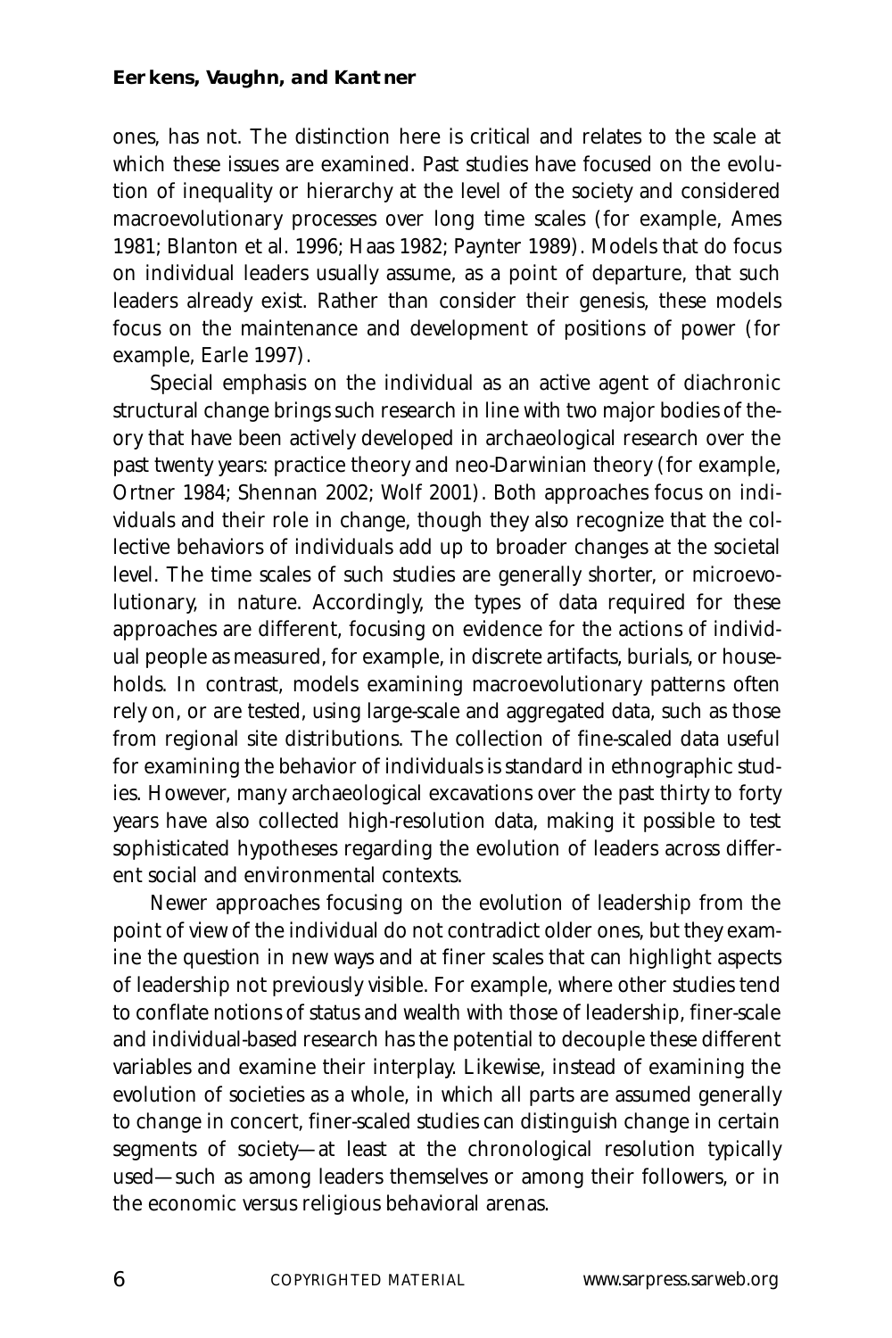ones, has not. The distinction here is critical and relates to the scale at which these issues are examined. Past studies have focused on the evolution of inequality or hierarchy at the level of the society and considered macroevolutionary processes over long time scales (for example, Ames 1981; Blanton et al. 1996; Haas 1982; Paynter 1989). Models that do focus on individual leaders usually assume, as a point of departure, that such leaders already exist. Rather than consider their genesis, these models focus on the maintenance and development of positions of power (for example, Earle 1997).

Special emphasis on the individual as an active agent of diachronic structural change brings such research in line with two major bodies of theory that have been actively developed in archaeological research over the past twenty years: practice theory and neo-Darwinian theory (for example, Ortner 1984; Shennan 2002; Wolf 2001). Both approaches focus on individuals and their role in change, though they also recognize that the collective behaviors of individuals add up to broader changes at the societal level. The time scales of such studies are generally shorter, or microevolutionary, in nature. Accordingly, the types of data required for these approaches are different, focusing on evidence for the actions of individual people as measured, for example, in discrete artifacts, burials, or households. In contrast, models examining macroevolutionary patterns often rely on, or are tested, using large-scale and aggregated data, such as those from regional site distributions. The collection of fine-scaled data useful for examining the behavior of individuals is standard in ethnographic studies. However, many archaeological excavations over the past thirty to forty years have also collected high-resolution data, making it possible to test sophisticated hypotheses regarding the evolution of leaders across different social and environmental contexts.

Newer approaches focusing on the evolution of leadership from the point of view of the individual do not contradict older ones, but they examine the question in new ways and at finer scales that can highlight aspects of leadership not previously visible. For example, where other studies tend to conflate notions of status and wealth with those of leadership, finer-scale and individual-based research has the potential to decouple these different variables and examine their interplay. Likewise, instead of examining the evolution of societies as a whole, in which all parts are assumed generally to change in concert, finer-scaled studies can distinguish change in certain segments of society—at least at the chronological resolution typically used—such as among leaders themselves or among their followers, or in the economic versus religious behavioral arenas.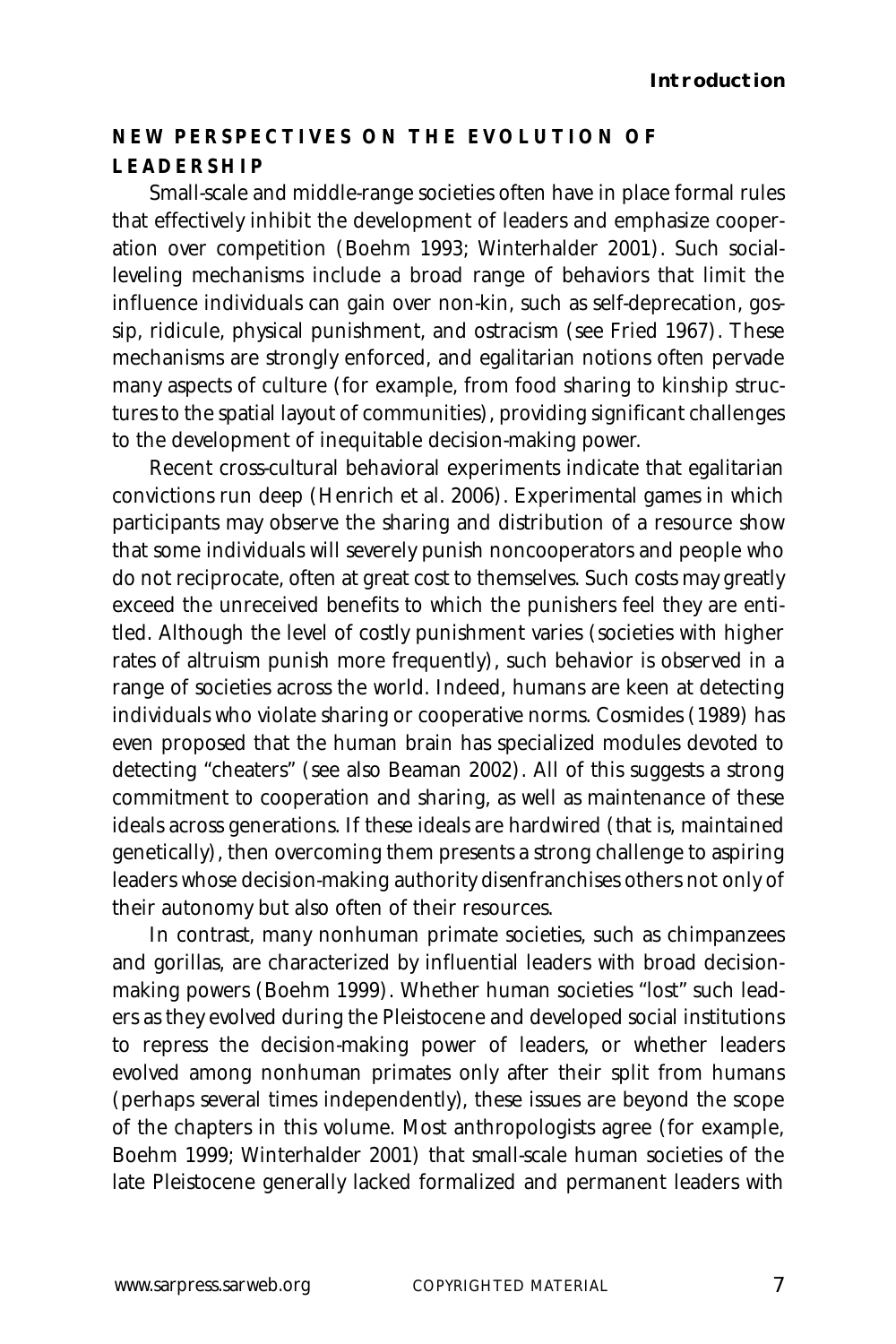## NEW PERSPECTIVES ON THE EVOLUTION OF LEADERSHIP

Small-scale and middle-range societies often have in place formal rules that effectively inhibit the development of leaders and emphasize cooperation over competition (Boehm 1993; Winterhalder 2001). Such social-leveling mechanisms include a broad range of behaviors that limit the influence individuals can gain over non-kin, such as self-deprecation, gossip, ridicule, physical punishment, and ostracism (see Fried 1967). These mechanisms are strongly enforced, and egalitarian notions often pervade many aspects of culture (for example, from food sharing to kinship structures to the spatial layout of communities), providing significant challenges to the development of inequitable decision-making power.

Recent cross-cultural behavioral experiments indicate that egalitarian convictions run deep (Henrich et al. 2006). Experimental games in which participants may observe the sharing and distribution of a resource show that some individuals will severely punish noncooperators and people who do not reciprocate, often at great cost to themselves. Such costs may greatly exceed the unreceived benefits to which the punishers feel they are entitled. Although the level of costly punishment varies (societies with higher rates of altruism punish more frequently), such behavior is observed in a range of societies across the world. Indeed, humans are keen at detecting individuals who violate sharing or cooperative norms. Cosmides (1989) has even proposed that the human brain has specialized modules devoted to detecting "cheaters" (see also Beaman 2002). All of this suggests a strong commitment to cooperation and sharing, as well as maintenance of these ideals across generations. If these ideals are hardwired (that is, maintained genetically), then overcoming them presents a strong challenge to aspiring leaders whose decision-making authority disenfranchises others not only of their autonomy but also often of their resources.

In contrast, many nonhuman primate societies, such as chimpanzees and gorillas, are characterized by influential leaders with broad decision-making powers (Boehm 1999). Whether human societies "lost" such leaders as they evolved during the Pleistocene and developed social institutions to repress the decision-making power of leaders, or whether leaders evolved among nonhuman primates only after their split from humans (perhaps several times independently), these issues are beyond the scope of the chapters in this volume. Most anthropologists agree (for example, Boehm 1999; Winterhalder 2001) that small-scale human societies of the late Pleistocene generally lacked formalized and permanent leaders with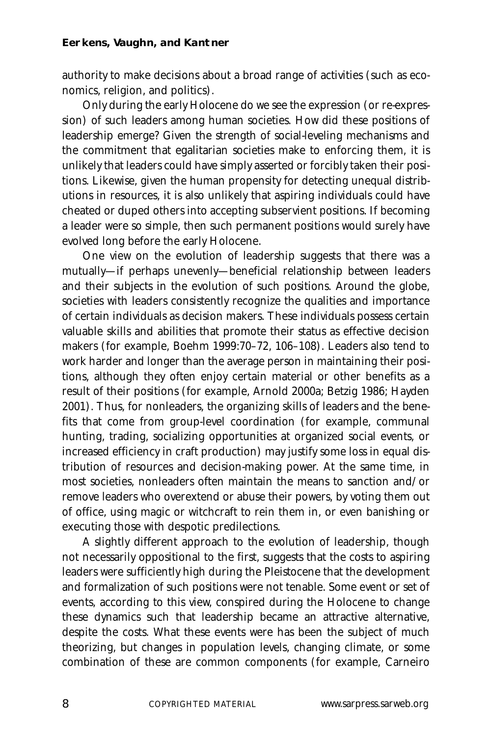authority to make decisions about a broad range of activities (such as economics, religion, and politics).

Only during the early Holocene do we see the expression (or re-expression) of such leaders among human societies. How did these positions of leadership emerge? Given the strength of social-leveling mechanisms and the commitment that egalitarian societies make to enforcing them, it is unlikely that leaders could have simply asserted or forcibly taken their positions. Likewise, given the human propensity for detecting unequal distributions in resources, it is also unlikely that aspiring individuals could have cheated or duped others into accepting subservient positions. If becoming a leader were so simple, then such permanent positions would surely have evolved long before the early Holocene.

One view on the evolution of leadership suggests that there was a mutually—if perhaps unevenly—beneficial relationship between leaders and their subjects in the evolution of such positions. Around the globe, societies with leaders consistently recognize the qualities and importance of certain individuals as decision makers. These individuals possess certain valuable skills and abilities that promote their status as effective decision makers (for example, Boehm 1999:70–72, 106–108). Leaders also tend to work harder and longer than the average person in maintaining their positions, although they often enjoy certain material or other benefits as a result of their positions (for example, Arnold 2000a; Betzig 1986; Hayden 2001). Thus, for nonleaders, the organizing skills of leaders and the benefits that come from group-level coordination (for example, communal hunting, trading, socializing opportunities at organized social events, or increased efficiency in craft production) may justify some loss in equal distribution of resources and decision-making power. At the same time, in most societies, nonleaders often maintain the means to sanction and/or remove leaders who overextend or abuse their powers, by voting them out of office, using magic or witchcraft to rein them in, or even banishing or executing those with despotic predilections.

A slightly different approach to the evolution of leadership, though not necessarily oppositional to the first, suggests that the costs to aspiring leaders were sufficiently high during the Pleistocene that the development and formalization of such positions were not tenable. Some event or set of events, according to this view, conspired during the Holocene to change these dynamics such that leadership became an attractive alternative, despite the costs. What these events were has been the subject of much theorizing, but changes in population levels, changing climate, or some combination of these are common components (for example, Carneiro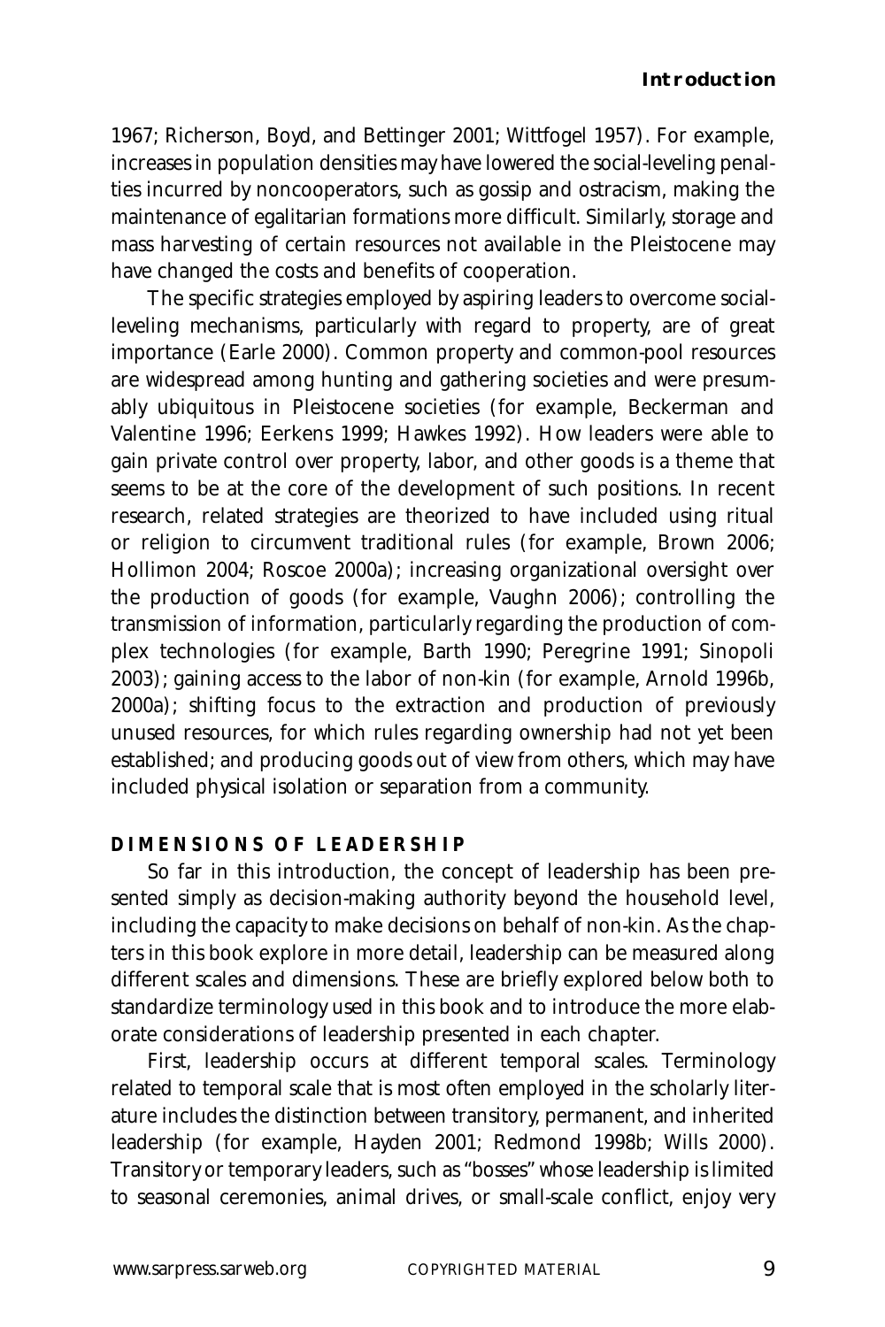1967; Richerson, Boyd, and Bettinger 2001; Wittfogel 1957). For example, increases in population densities may have lowered the social-leveling penalties incurred by noncooperators, such as gossip and ostracism, making the maintenance of egalitarian formations more difficult. Similarly, storage and mass harvesting of certain resources not available in the Pleistocene may have changed the costs and benefits of cooperation.

The specific strategies employed by aspiring leaders to overcome social-leveling mechanisms, particularly with regard to property, are of great importance (Earle 2000). Common property and common-pool resources are widespread among hunting and gathering societies and were presumably ubiquitous in Pleistocene societies (for example, Beckerman and Valentine 1996; Eerkens 1999; Hawkes 1992). How leaders were able to gain private control over property, labor, and other goods is a theme that seems to be at the core of the development of such positions. In recent research, related strategies are theorized to have included using ritual or religion to circumvent traditional rules (for example, Brown 2006; Hollimon 2004; Roscoe 2000a); increasing organizational oversight over the production of goods (for example, Vaughn 2006); controlling the transmission of information, particularly regarding the production of complex technologies (for example, Barth 1990; Peregrine 1991; Sinopoli 2003); gaining access to the labor of non-kin (for example, Arnold 1996b, 2000a); shifting focus to the extraction and production of previously unused resources, for which rules regarding ownership had not yet been established; and producing goods out of view from others, which may have included physical isolation or separation from a community.

## DIMENSIONS OF LEADERSHIP

So far in this introduction, the concept of leadership has been presented simply as decision-making authority beyond the household level, including the capacity to make decisions on behalf of non-kin. As the chapters in this book explore in more detail, leadership can be measured along different scales and dimensions. These are briefly explored below both to standardize terminology used in this book and to introduce the more elaborate considerations of leadership presented in each chapter.

First, leadership occurs at different temporal scales. Terminology related to temporal scale that is most often employed in the scholarly literature includes the distinction between transitory, permanent, and inherited leadership (for example, Hayden 2001; Redmond 1998b; Wills 2000). Transitory or temporary leaders, such as "bosses" whose leadership is limited to seasonal ceremonies, animal drives, or small-scale conflict, enjoy very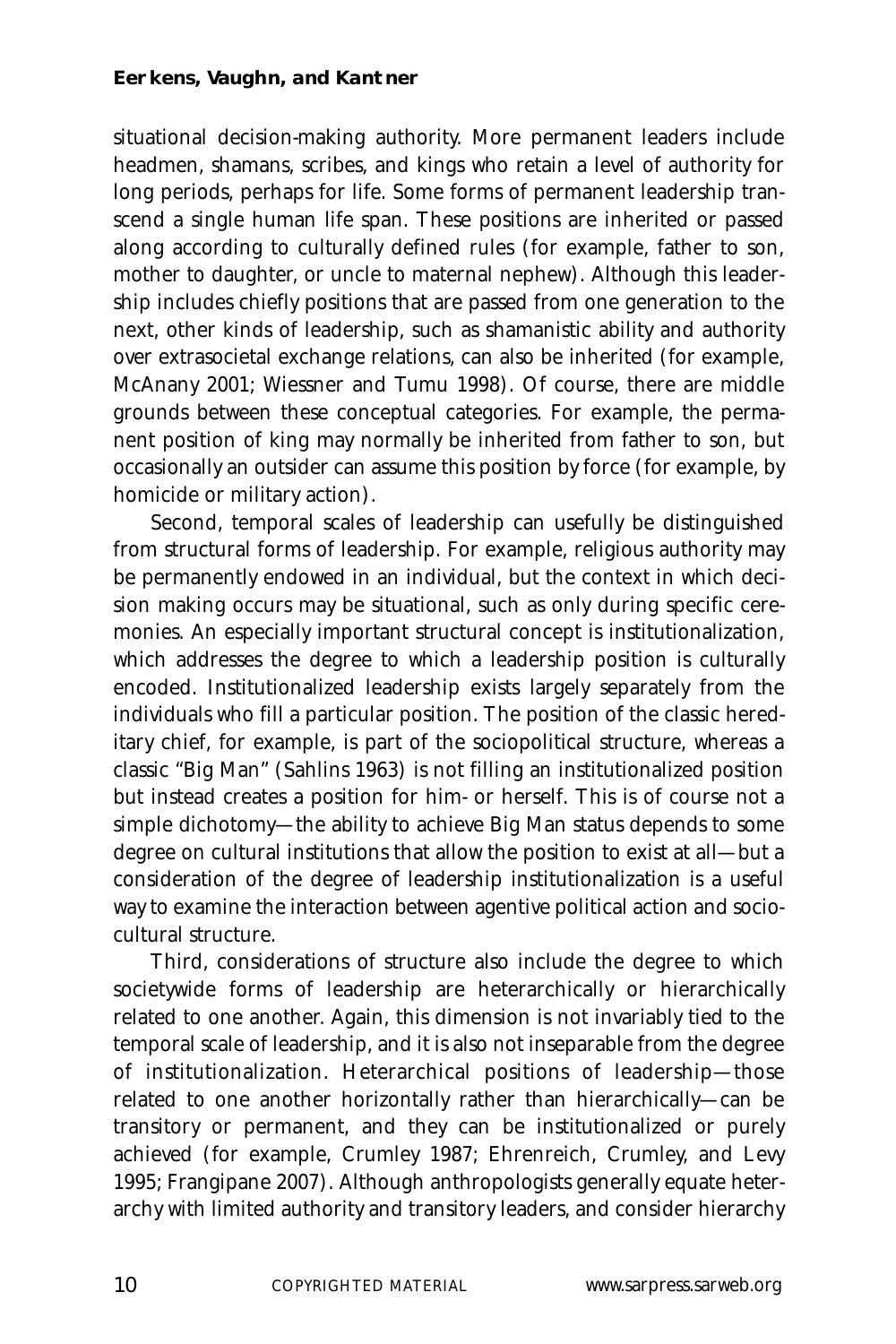situational decision-making authority. More permanent leaders include headmen, shamans, scribes, and kings who retain a level of authority for long periods, perhaps for life. Some forms of permanent leadership transcend a single human life span. These positions are inherited or passed along according to culturally defined rules (for example, father to son, mother to daughter, or uncle to maternal nephew). Although this leadership includes chiefly positions that are passed from one generation to the next, other kinds of leadership, such as shamanistic ability and authority over extrasocietal exchange relations, can also be inherited (for example, McAnany 2001; Wiessner and Tumu 1998). Of course, there are middle grounds between these conceptual categories. For example, the permanent position of king may normally be inherited from father to son, but occasionally an outsider can assume this position by force (for example, by homicide or military action).

Second, temporal scales of leadership can usefully be distinguished from structural forms of leadership. For example, religious authority may be permanently endowed in an individual, but the context in which decision making occurs may be situational, such as only during specific ceremonies. An especially important structural concept is institutionalization, which addresses the degree to which a leadership position is culturally encoded. Institutionalized leadership exists largely separately from the individuals who fill a particular position. The position of the classic hereditary chief, for example, is part of the sociopolitical structure, whereas a classic "Big Man" (Sahlins 1963) is not filling an institutionalized position but instead creates a position for him- or herself. This is of course not a simple dichotomy—the ability to achieve Big Man status depends to some degree on cultural institutions that allow the position to exist at all—but a consideration of the degree of leadership institutionalization is a useful way to examine the interaction between agentive political action and sociocultural structure.

Third, considerations of structure also include the degree to which societywide forms of leadership are heterarchically or hierarchically related to one another. Again, this dimension is not invariably tied to the temporal scale of leadership, and it is also not inseparable from the degree of institutionalization. Heterarchical positions of leadership—those related to one another horizontally rather than hierarchically—can be transitory or permanent, and they can be institutionalized or purely achieved (for example, Crumley 1987; Ehrenreich, Crumley, and Levy 1995; Frangipane 2007). Although anthropologists generally equate heterarchy with limited authority and transitory leaders, and consider hierarchy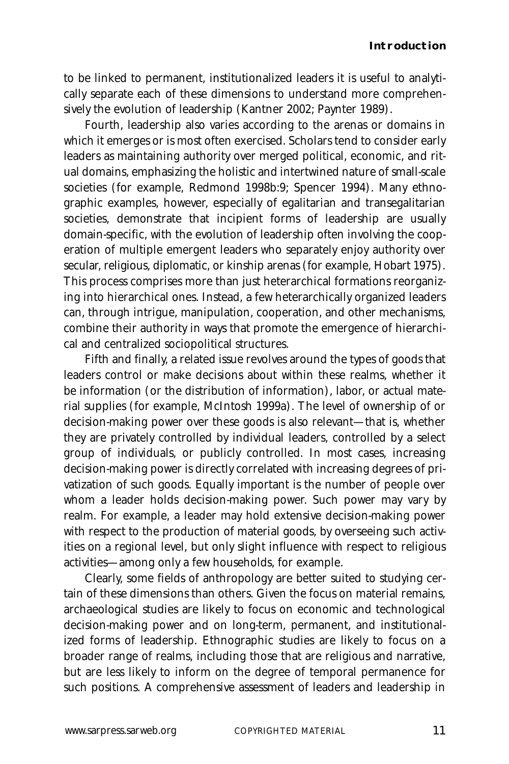to be linked to permanent, institutionalized leaders it is useful to analytically separate each of these dimensions to understand more comprehensively the evolution of leadership (Kantner 2002; Paynter 1989).

Fourth, leadership also varies according to the arenas or domains in which it emerges or is most often exercised. Scholars tend to consider early leaders as maintaining authority over merged political, economic, and ritual domains, emphasizing the holistic and intertwined nature of small-scale societies (for example, Redmond 1998b:9; Spencer 1994). Many ethnographic examples, however, especially of egalitarian and transegalitarian societies, demonstrate that incipient forms of leadership are usually domain-specific, with the evolution of leadership often involving the cooperation of multiple emergent leaders who separately enjoy authority over secular, religious, diplomatic, or kinship arenas (for example, Hobart 1975). This process comprises more than just heterarchical formations reorganizing into hierarchical ones. Instead, a few heterarchically organized leaders can, through intrigue, manipulation, cooperation, and other mechanisms, combine their authority in ways that promote the emergence of hierarchical and centralized sociopolitical structures.

Fifth and finally, a related issue revolves around the types of goods that leaders control or make decisions about within these realms, whether it be information (or the distribution of information), labor, or actual material supplies (for example, McIntosh 1999a). The level of ownership of or decision-making power over these goods is also relevant—that is, whether they are privately controlled by individual leaders, controlled by a select group of individuals, or publicly controlled. In most cases, increasing decision-making power is directly correlated with increasing degrees of privatization of such goods. Equally important is the number of people over whom a leader holds decision-making power. Such power may vary by realm. For example, a leader may hold extensive decision-making power with respect to the production of material goods, by overseeing such activities on a regional level, but only slight influence with respect to religious activities—among only a few households, for example.

Clearly, some fields of anthropology are better suited to studying certain of these dimensions than others. Given the focus on material remains, archaeological studies are likely to focus on economic and technological decision-making power and on long-term, permanent, and institutionalized forms of leadership. Ethnographic studies are likely to focus on a broader range of realms, including those that are religious and narrative, but are less likely to inform on the degree of temporal permanence for such positions. A comprehensive assessment of leaders and leadership in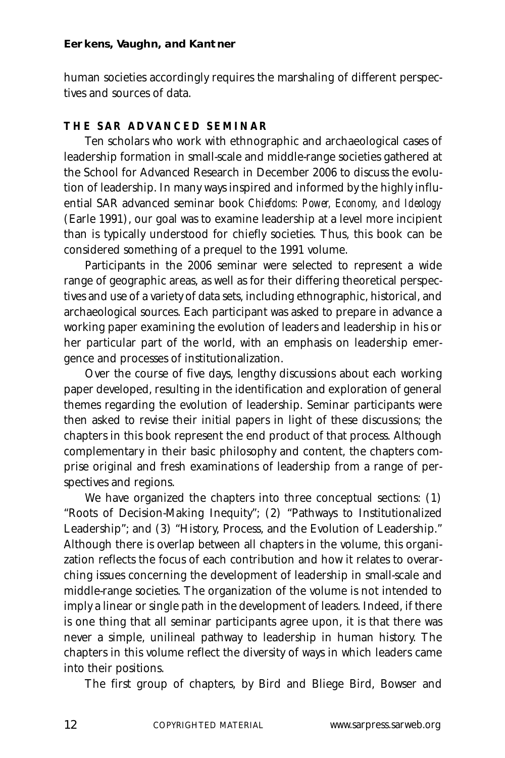human societies accordingly requires the marshaling of different perspectives and sources of data.

## THE SAR ADVANCED SEMINAR

Ten scholars who work with ethnographic and archaeological cases of leadership formation in small-scale and middle-range societies gathered at the School for Advanced Research in December 2006 to discuss the evolution of leadership. In many ways inspired and informed by the highly influential SAR advanced seminar book *Chiefdoms: Power, Economy, and Ideology* (Earle 1991), our goal was to examine leadership at a level more incipient than is typically understood for chiefly societies. Thus, this book can be considered something of a prequel to the 1991 volume.

Participants in the 2006 seminar were selected to represent a wide range of geographic areas, as well as for their differing theoretical perspectives and use of a variety of data sets, including ethnographic, historical, and archaeological sources. Each participant was asked to prepare in advance a working paper examining the evolution of leaders and leadership in his or her particular part of the world, with an emphasis on leadership emergence and processes of institutionalization.

Over the course of five days, lengthy discussions about each working paper developed, resulting in the identification and exploration of general themes regarding the evolution of leadership. Seminar participants were then asked to revise their initial papers in light of these discussions; the chapters in this book represent the end product of that process. Although complementary in their basic philosophy and content, the chapters comprise original and fresh examinations of leadership from a range of perspectives and regions.

We have organized the chapters into three conceptual sections: (1) "Roots of Decision-Making Inequity"; (2) "Pathways to Institutionalized Leadership"; and (3) "History, Process, and the Evolution of Leadership." Although there is overlap between all chapters in the volume, this organization reflects the focus of each contribution and how it relates to overarching issues concerning the development of leadership in small-scale and middle-range societies. The organization of the volume is not intended to imply a linear or single path in the development of leaders. Indeed, if there is one thing that all seminar participants agree upon, it is that there was never a simple, unilineal pathway to leadership in human history. The chapters in this volume reflect the diversity of ways in which leaders came into their positions.

The first group of chapters, by Bird and Bliege Bird, Bowser and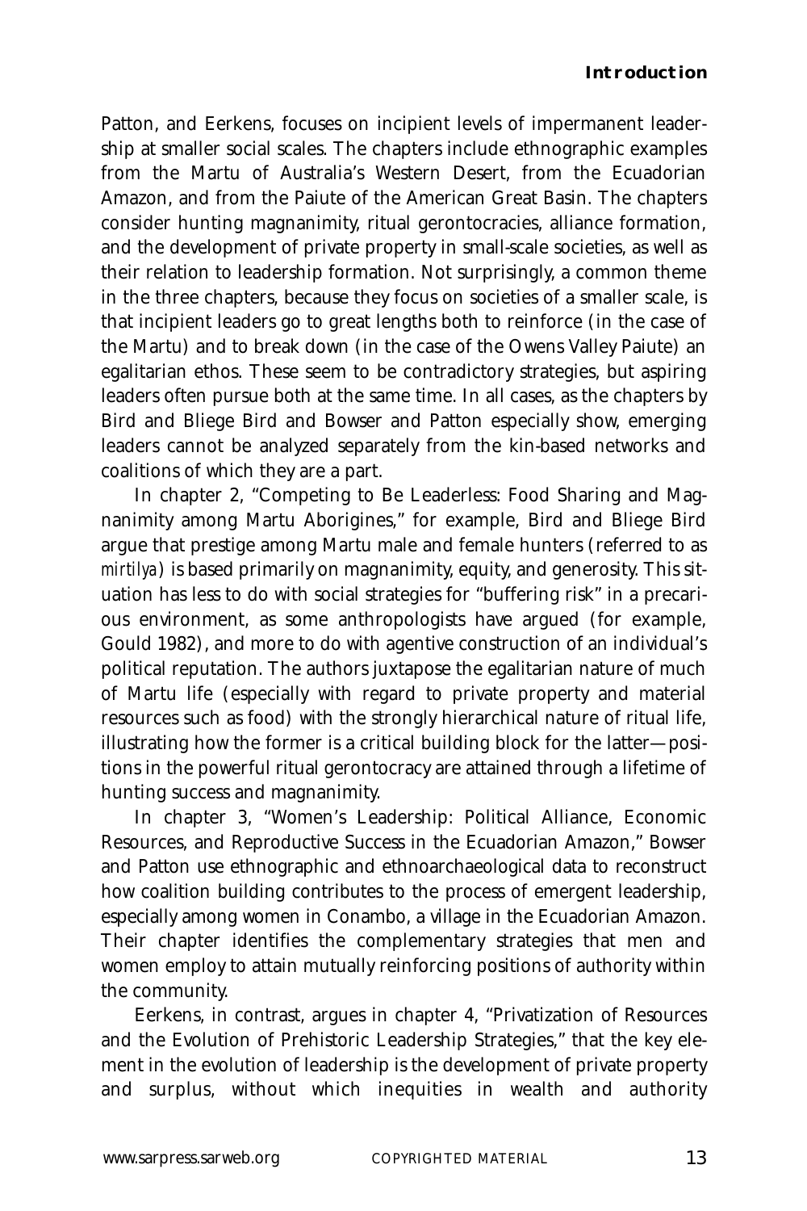Patton, and Eerkens, focuses on incipient levels of impermanent leadership at smaller social scales. The chapters include ethnographic examples from the Martu of Australia's Western Desert, from the Ecuadorian Amazon, and from the Paiute of the American Great Basin. The chapters consider hunting magnanimity, ritual gerontocracies, alliance formation, and the development of private property in small-scale societies, as well as their relation to leadership formation. Not surprisingly, a common theme in the three chapters, because they focus on societies of a smaller scale, is that incipient leaders go to great lengths both to reinforce (in the case of the Martu) and to break down (in the case of the Owens Valley Paiute) an egalitarian ethos. These seem to be contradictory strategies, but aspiring leaders often pursue both at the same time. In all cases, as the chapters by Bird and Bliege Bird and Bowser and Patton especially show, emerging leaders cannot be analyzed separately from the kin-based networks and coalitions of which they are a part.

In chapter 2, "Competing to Be Leaderless: Food Sharing and Magnanimity among Martu Aborigines," for example, Bird and Bliege Bird argue that prestige among Martu male and female hunters (referred to as *mirtilya*) is based primarily on magnanimity, equity, and generosity. This situation has less to do with social strategies for "buffering risk" in a precarious environment, as some anthropologists have argued (for example, Gould 1982), and more to do with agentive construction of an individual's political reputation. The authors juxtapose the egalitarian nature of much of Martu life (especially with regard to private property and material resources such as food) with the strongly hierarchical nature of ritual life, illustrating how the former is a critical building block for the latter—positions in the powerful ritual gerontocracy are attained through a lifetime of hunting success and magnanimity.

In chapter 3, "Women's Leadership: Political Alliance, Economic Resources, and Reproductive Success in the Ecuadorian Amazon," Bowser and Patton use ethnographic and ethnoarchaeological data to reconstruct how coalition building contributes to the process of emergent leadership, especially among women in Conambo, a village in the Ecuadorian Amazon. Their chapter identifies the complementary strategies that men and women employ to attain mutually reinforcing positions of authority within the community.

Eerkens, in contrast, argues in chapter 4, "Privatization of Resources and the Evolution of Prehistoric Leadership Strategies," that the key element in the evolution of leadership is the development of private property and surplus, without which inequities in wealth and authority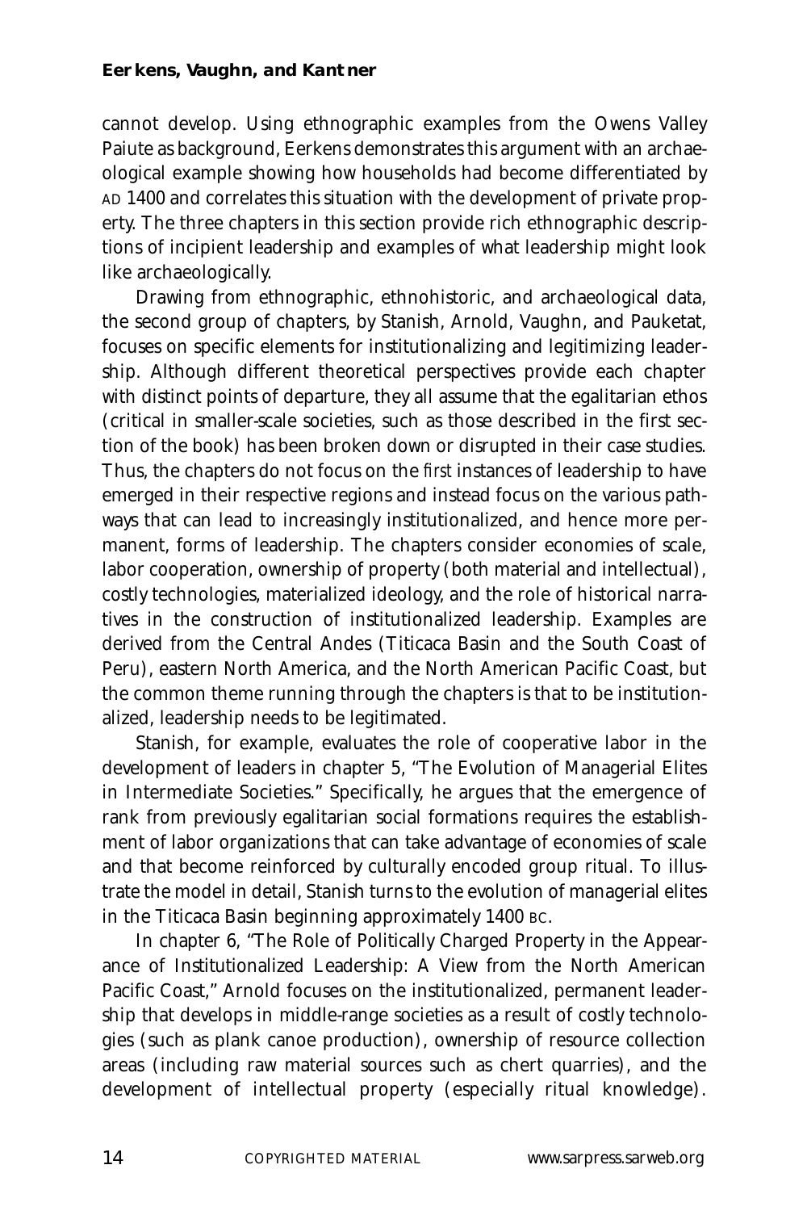cannot develop. Using ethnographic examples from the Owens Valley Paiute as background, Eerkens demonstrates this argument with an archaeological example showing how households had become differentiated by AD 1400 and correlates this situation with the development of private property. The three chapters in this section provide rich ethnographic descriptions of incipient leadership and examples of what leadership might look like archaeologically.

Drawing from ethnographic, ethnohistoric, and archaeological data, the second group of chapters, by Stanish, Arnold, Vaughn, and Pauketat, focuses on specific elements for institutionalizing and legitimizing leadership. Although different theoretical perspectives provide each chapter with distinct points of departure, they all assume that the egalitarian ethos (critical in smaller-scale societies, such as those described in the first section of the book) has been broken down or disrupted in their case studies. Thus, the chapters do not focus on the *first* instances of leadership to have emerged in their respective regions and instead focus on the various pathways that can lead to increasingly institutionalized, and hence more permanent, forms of leadership. The chapters consider economies of scale, labor cooperation, ownership of property (both material and intellectual), costly technologies, materialized ideology, and the role of historical narratives in the construction of institutionalized leadership. Examples are derived from the Central Andes (Titicaca Basin and the South Coast of Peru), eastern North America, and the North American Pacific Coast, but the common theme running through the chapters is that to be institutionalized, leadership needs to be legitimated.

Stanish, for example, evaluates the role of cooperative labor in the development of leaders in chapter 5, "The Evolution of Managerial Elites in Intermediate Societies." Specifically, he argues that the emergence of rank from previously egalitarian social formations requires the establishment of labor organizations that can take advantage of economies of scale and that become reinforced by culturally encoded group ritual. To illustrate the model in detail, Stanish turns to the evolution of managerial elites in the Titicaca Basin beginning approximately 1400 BC.

In chapter 6, "The Role of Politically Charged Property in the Appearance of Institutionalized Leadership: A View from the North American Pacific Coast," Arnold focuses on the institutionalized, permanent leadership that develops in middle-range societies as a result of costly technologies (such as plank canoe production), ownership of resource collection areas (including raw material sources such as chert quarries), and the development of intellectual property (especially ritual knowledge).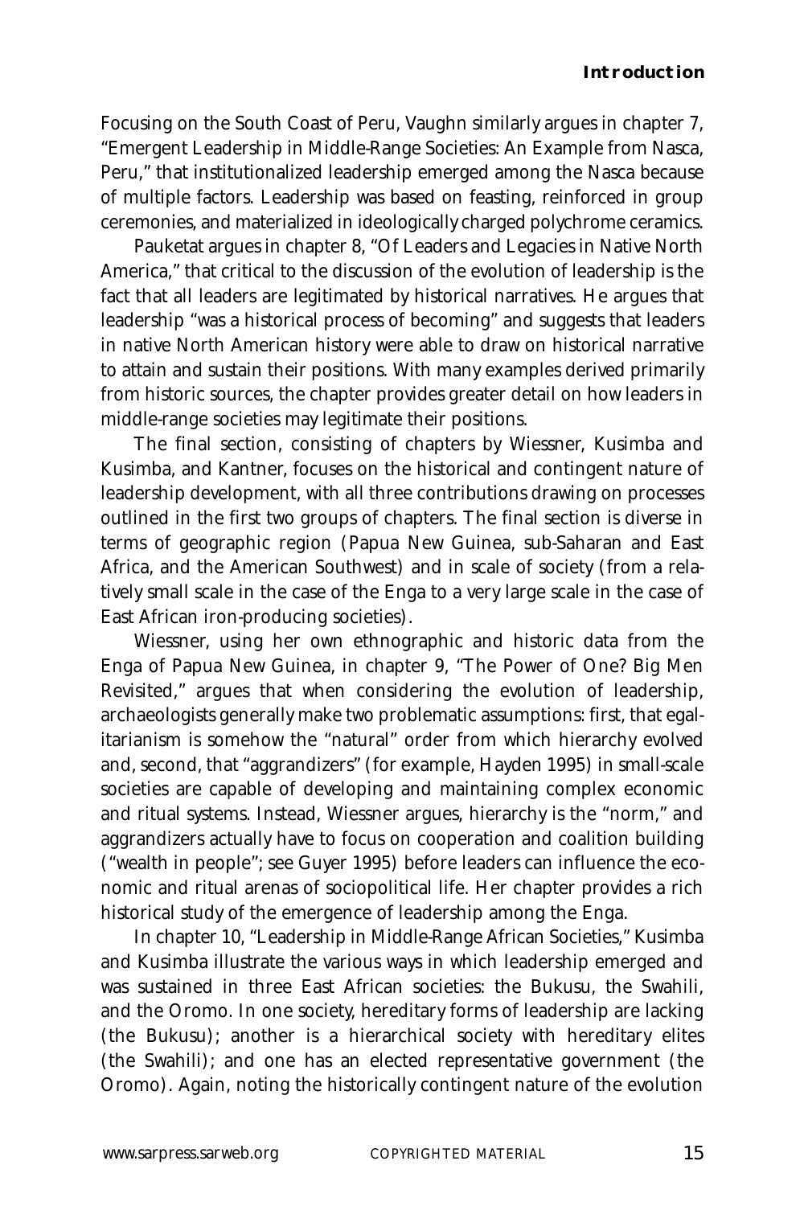Focusing on the South Coast of Peru, Vaughn similarly argues in chapter 7, "Emergent Leadership in Middle-Range Societies: An Example from Nasca, Peru," that institutionalized leadership emerged among the Nasca because of multiple factors. Leadership was based on feasting, reinforced in group ceremonies, and materialized in ideologically charged polychrome ceramics.

Pauketat argues in chapter 8, "Of Leaders and Legacies in Native North America," that critical to the discussion of the evolution of leadership is the fact that all leaders are legitimated by historical narratives. He argues that leadership "was a historical process of becoming" and suggests that leaders in native North American history were able to draw on historical narrative to attain and sustain their positions. With many examples derived primarily from historic sources, the chapter provides greater detail on how leaders in middle-range societies may legitimate their positions.

The final section, consisting of chapters by Wiessner, Kusimba and Kusimba, and Kantner, focuses on the historical and contingent nature of leadership development, with all three contributions drawing on processes outlined in the first two groups of chapters. The final section is diverse in terms of geographic region (Papua New Guinea, sub-Saharan and East Africa, and the American Southwest) and in scale of society (from a relatively small scale in the case of the Enga to a very large scale in the case of East African iron-producing societies).

Wiessner, using her own ethnographic and historic data from the Enga of Papua New Guinea, in chapter 9, "The Power of One? Big Men Revisited," argues that when considering the evolution of leadership, archaeologists generally make two problematic assumptions: first, that egalitarianism is somehow the "natural" order from which hierarchy evolved and, second, that "aggrandizers" (for example, Hayden 1995) in small-scale societies are capable of developing and maintaining complex economic and ritual systems. Instead, Wiessner argues, hierarchy is the "norm," and aggrandizers actually have to focus on cooperation and coalition building ("wealth in people"; see Guyer 1995) before leaders can influence the economic and ritual arenas of sociopolitical life. Her chapter provides a rich historical study of the emergence of leadership among the Enga.

In chapter 10, "Leadership in Middle-Range African Societies," Kusimba and Kusimba illustrate the various ways in which leadership emerged and was sustained in three East African societies: the Bukusu, the Swahili, and the Oromo. In one society, hereditary forms of leadership are lacking (the Bukusu); another is a hierarchical society with hereditary elites (the Swahili); and one has an elected representative government (the Oromo). Again, noting the historically contingent nature of the evolution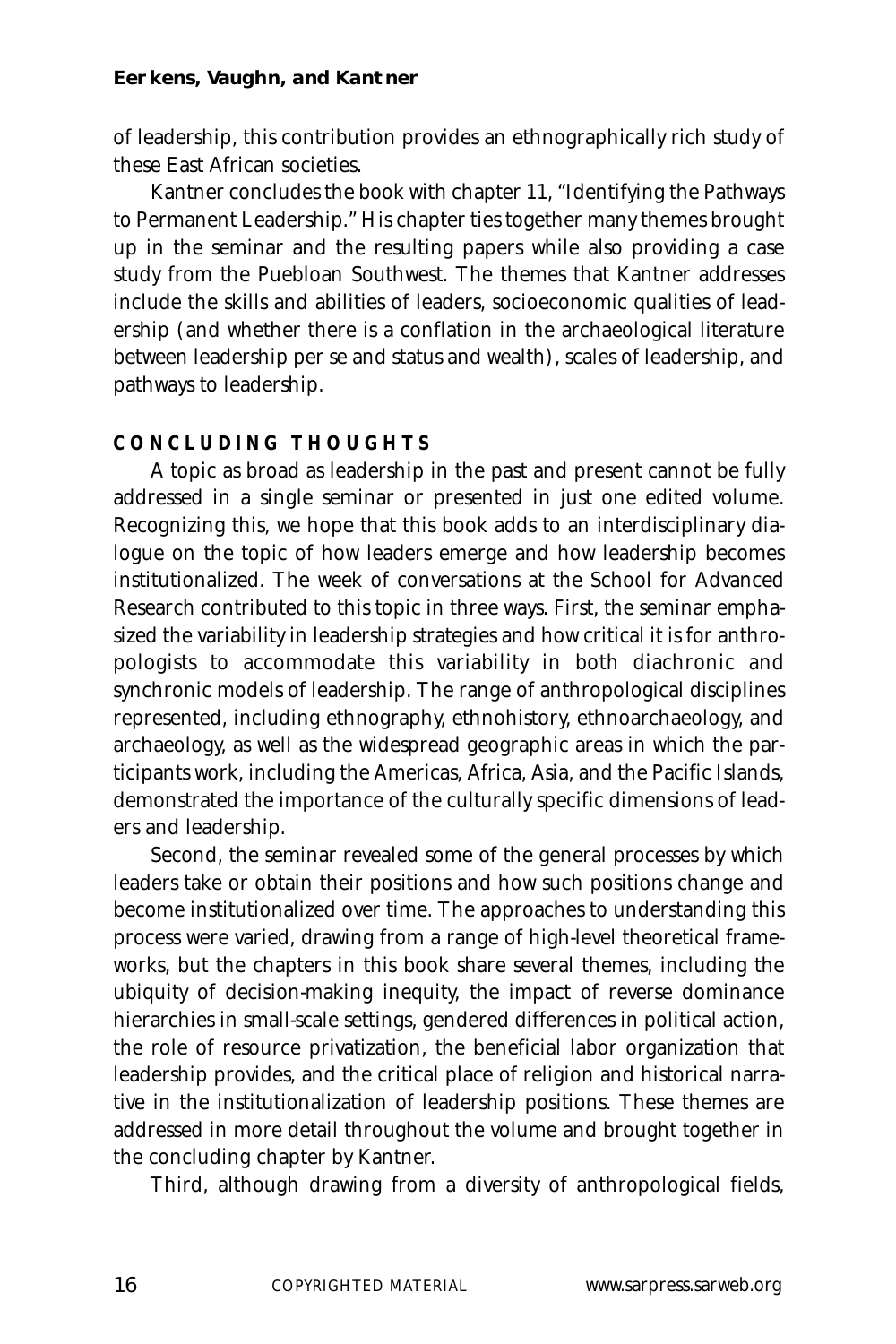of leadership, this contribution provides an ethnographically rich study of these East African societies.

Kantner concludes the book with chapter 11, "Identifying the Pathways to Permanent Leadership." His chapter ties together many themes brought up in the seminar and the resulting papers while also providing a case study from the Puebloan Southwest. The themes that Kantner addresses include the skills and abilities of leaders, socioeconomic qualities of leadership (and whether there is a conflation in the archaeological literature between leadership per se and status and wealth), scales of leadership, and pathways to leadership.

## CONCLUDING THOUGHTS

A topic as broad as leadership in the past and present cannot be fully addressed in a single seminar or presented in just one edited volume. Recognizing this, we hope that this book adds to an interdisciplinary dialogue on the topic of how leaders emerge and how leadership becomes institutionalized. The week of conversations at the School for Advanced Research contributed to this topic in three ways. First, the seminar emphasized the variability in leadership strategies and how critical it is for anthropologists to accommodate this variability in both diachronic and synchronic models of leadership. The range of anthropological disciplines represented, including ethnography, ethnohistory, ethnoarchaeology, and archaeology, as well as the widespread geographic areas in which the participants work, including the Americas, Africa, Asia, and the Pacific Islands, demonstrated the importance of the culturally specific dimensions of leaders and leadership.

Second, the seminar revealed some of the general processes by which leaders take or obtain their positions and how such positions change and become institutionalized over time. The approaches to understanding this process were varied, drawing from a range of high-level theoretical frameworks, but the chapters in this book share several themes, including the ubiquity of decision-making inequity, the impact of reverse dominance hierarchies in small-scale settings, gendered differences in political action, the role of resource privatization, the beneficial labor organization that leadership provides, and the critical place of religion and historical narrative in the institutionalization of leadership positions. These themes are addressed in more detail throughout the volume and brought together in the concluding chapter by Kantner.

Third, although drawing from a diversity of anthropological fields,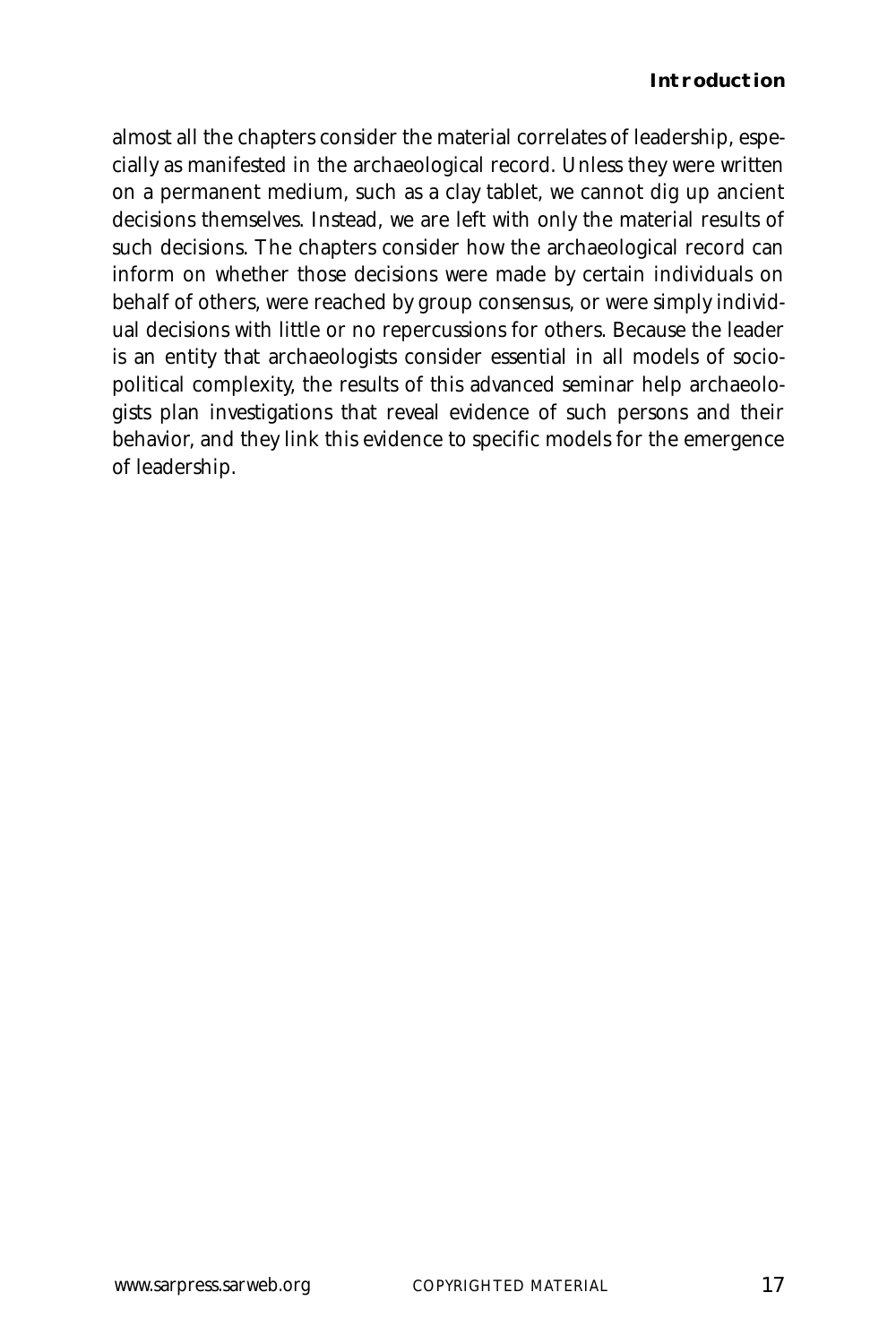almost all the chapters consider the material correlates of leadership, especially as manifested in the archaeological record. Unless they were written on a permanent medium, such as a clay tablet, we cannot dig up ancient decisions themselves. Instead, we are left with only the material results of such decisions. The chapters consider how the archaeological record can inform on whether those decisions were made by certain individuals on behalf of others, were reached by group consensus, or were simply individual decisions with little or no repercussions for others. Because the leader is an entity that archaeologists consider essential in all models of sociopolitical complexity, the results of this advanced seminar help archaeologists plan investigations that reveal evidence of such persons and their behavior, and they link this evidence to specific models for the emergence of leadership.